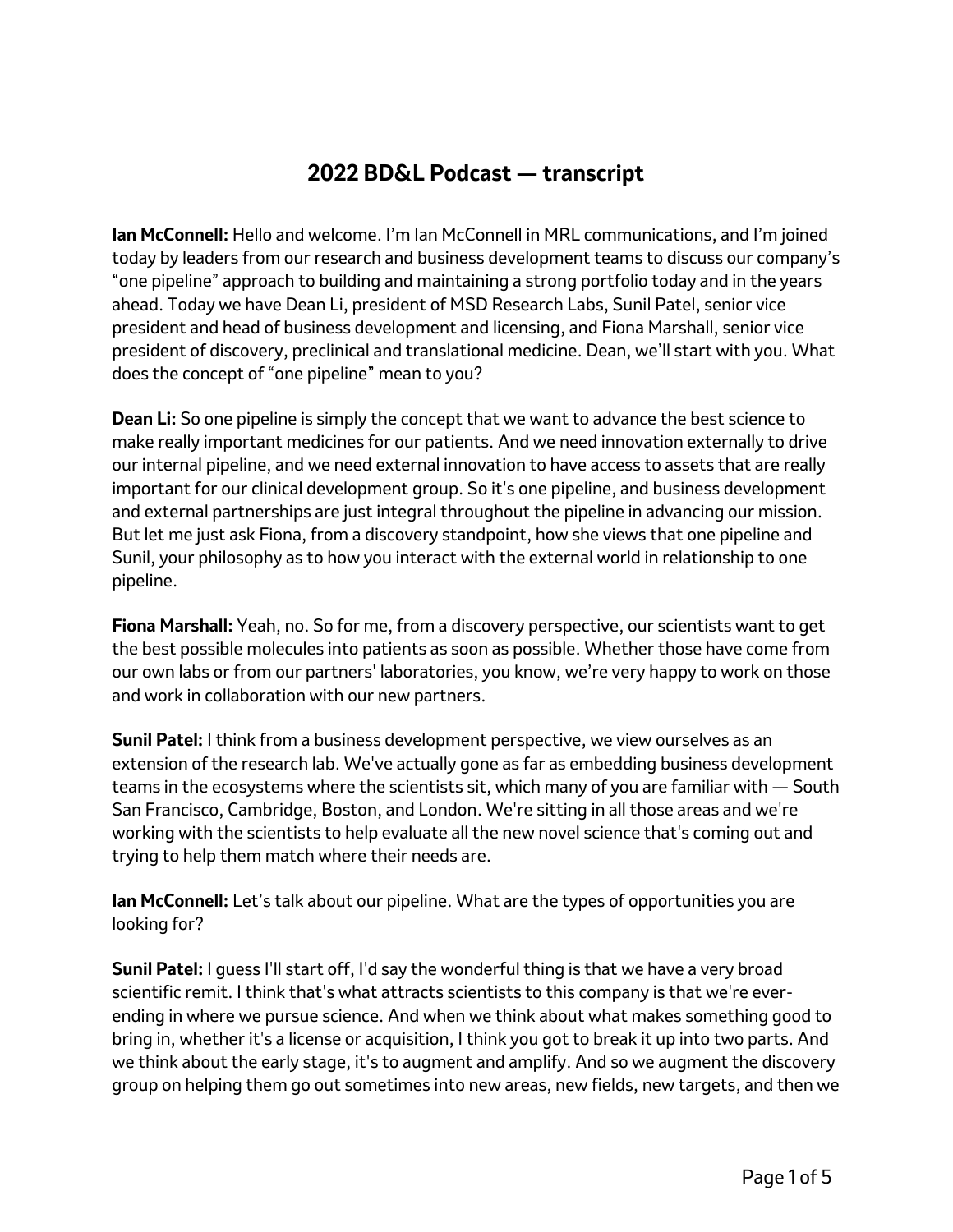# 2022 BD&L Podcast — transcript

**Ian McConnell:** Hello and welcome. I'm Ian McConnell in MRL communications, and I'm joined today by leaders from our research and business development teams to discuss our company's "one pipeline" approach to building and maintaining a strong portfolio today and in the years ahead. Today we have Dean Li, president of MSD Research Labs, Sunil Patel, senior vice president and head of business development and licensing, and Fiona Marshall, senior vice president of discovery, preclinical and translational medicine. Dean, we'll start with you. What does the concept of "one pipeline" mean to you?

**Dean Li:** So one pipeline is simply the concept that we want to advance the best science to make really important medicines for our patients. And we need innovation externally to drive our internal pipeline, and we need external innovation to have access to assets that are really important for our clinical development group. So it's one pipeline, and business development and external partnerships are just integral throughout the pipeline in advancing our mission. But let me just ask Fiona, from a discovery standpoint, how she views that one pipeline and Sunil, your philosophy as to how you interact with the external world in relationship to one pipeline.

**Fiona Marshall:** Yeah, no. So for me, from a discovery perspective, our scientists want to get the best possible molecules into patients as soon as possible. Whether those have come from our own labs or from our partners' laboratories, you know, we're very happy to work on those and work in collaboration with our new partners.

**Sunil Patel:** I think from a business development perspective, we view ourselves as an extension of the research lab. We've actually gone as far as embedding business development teams in the ecosystems where the scientists sit, which many of you are familiar with — South San Francisco, Cambridge, Boston, and London. We're sitting in all those areas and we're working with the scientists to help evaluate all the new novel science that's coming out and trying to help them match where their needs are.

**Ian McConnell:** Let's talk about our pipeline. What are the types of opportunities you are looking for?

**Sunil Patel:** I guess I'll start off, I'd say the wonderful thing is that we have a very broad scientific remit. I think that's what attracts scientists to this company is that we're ever-ending in where we pursue science. And when we think about what makes something good to bring in, whether it's a license or acquisition, I think you got to break it up into two parts. And we think about the early stage, it's to augment and amplify. And so we augment the discovery group on helping them go out sometimes into new areas, new fields, new targets, and then we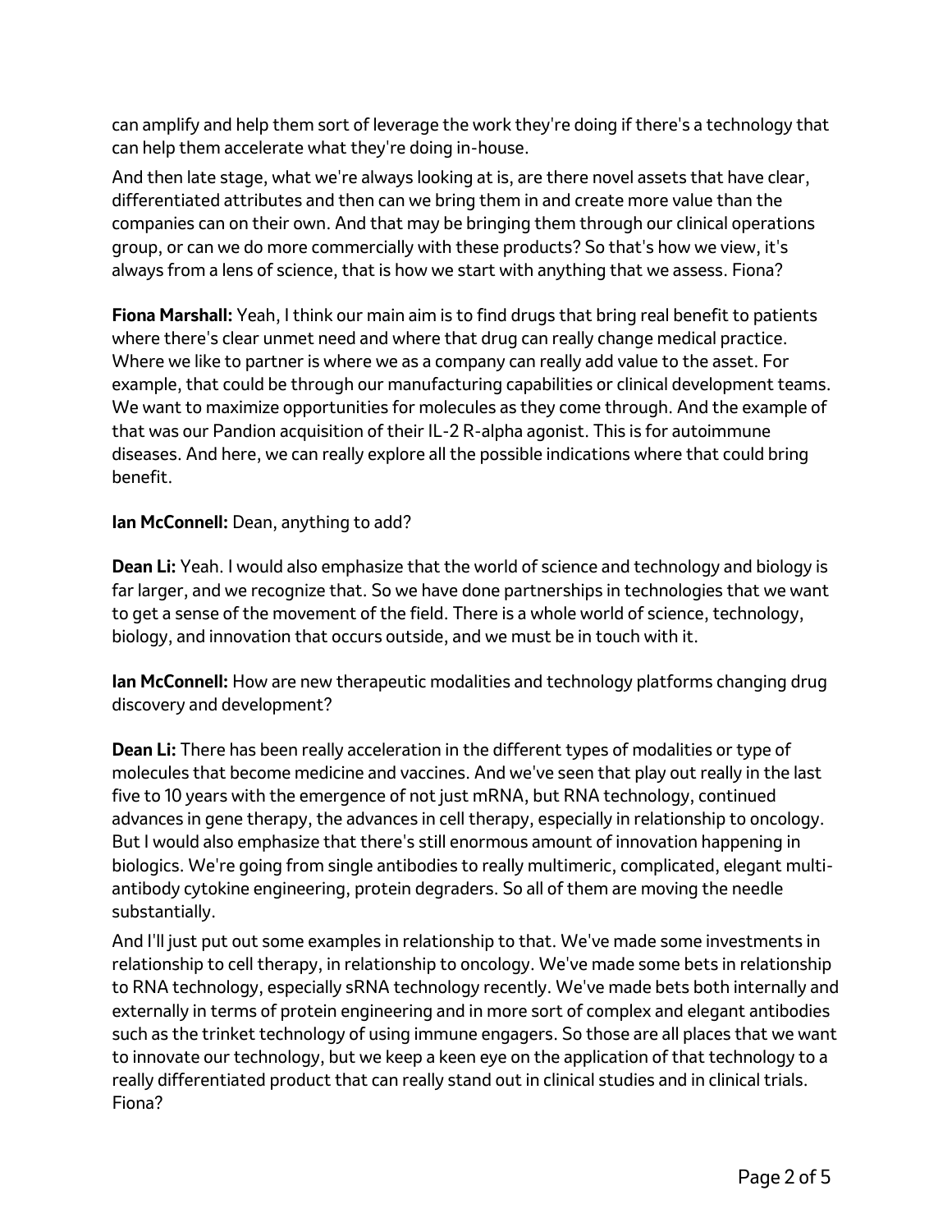can amplify and help them sort of leverage the work they're doing if there's a technology that can help them accelerate what they're doing in-house.

And then late stage, what we're always looking at is, are there novel assets that have clear, differentiated attributes and then can we bring them in and create more value than the companies can on their own. And that may be bringing them through our clinical operations group, or can we do more commercially with these products? So that's how we view, it's always from a lens of science, that is how we start with anything that we assess. Fiona?

**Fiona Marshall:** Yeah, I think our main aim is to find drugs that bring real benefit to patients where there's clear unmet need and where that drug can really change medical practice. Where we like to partner is where we as a company can really add value to the asset. For example, that could be through our manufacturing capabilities or clinical development teams. We want to maximize opportunities for molecules as they come through. And the example of that was our Pandion acquisition of their IL-2 R-alpha agonist. This is for autoimmune diseases. And here, we can really explore all the possible indications where that could bring benefit.

**Ian McConnell:** Dean, anything to add?

**Dean Li:** Yeah. I would also emphasize that the world of science and technology and biology is far larger, and we recognize that. So we have done partnerships in technologies that we want to get a sense of the movement of the field. There is a whole world of science, technology, biology, and innovation that occurs outside, and we must be in touch with it.

**Ian McConnell:** How are new therapeutic modalities and technology platforms changing drug discovery and development?

**Dean Li:** There has been really acceleration in the different types of modalities or type of molecules that become medicine and vaccines. And we've seen that play out really in the last five to 10 years with the emergence of not just mRNA, but RNA technology, continued advances in gene therapy, the advances in cell therapy, especially in relationship to oncology. But I would also emphasize that there's still enormous amount of innovation happening in biologics. We're going from single antibodies to really multimeric, complicated, elegant multi-antibody cytokine engineering, protein degraders. So all of them are moving the needle substantially.

And I'll just put out some examples in relationship to that. We've made some investments in relationship to cell therapy, in relationship to oncology. We've made some bets in relationship to RNA technology, especially sRNA technology recently. We've made bets both internally and externally in terms of protein engineering and in more sort of complex and elegant antibodies such as the trinket technology of using immune engagers. So those are all places that we want to innovate our technology, but we keep a keen eye on the application of that technology to a really differentiated product that can really stand out in clinical studies and in clinical trials. Fiona?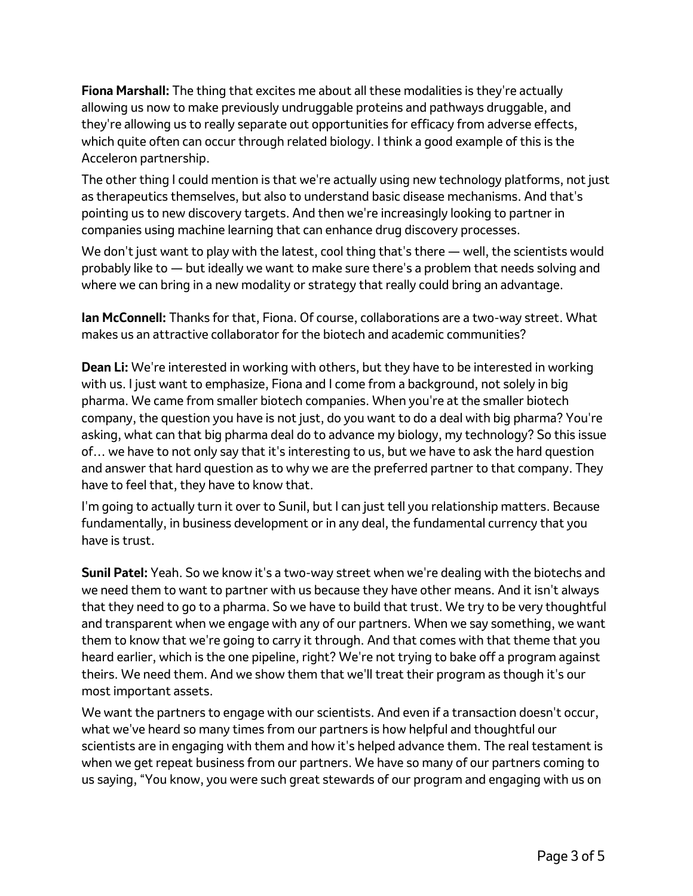**Fiona Marshall:** The thing that excites me about all these modalities is they're actually allowing us now to make previously undruggable proteins and pathways druggable, and they're allowing us to really separate out opportunities for efficacy from adverse effects, which quite often can occur through related biology. I think a good example of this is the Acceleron partnership.

The other thing I could mention is that we're actually using new technology platforms, not just as therapeutics themselves, but also to understand basic disease mechanisms. And that's pointing us to new discovery targets. And then we're increasingly looking to partner in companies using machine learning that can enhance drug discovery processes.

We don't just want to play with the latest, cool thing that's there — well, the scientists would probably like to — but ideally we want to make sure there's a problem that needs solving and where we can bring in a new modality or strategy that really could bring an advantage.

**Ian McConnell:** Thanks for that, Fiona. Of course, collaborations are a two-way street. What makes us an attractive collaborator for the biotech and academic communities?

**Dean Li:** We're interested in working with others, but they have to be interested in working with us. I just want to emphasize, Fiona and I come from a background, not solely in big pharma. We came from smaller biotech companies. When you're at the smaller biotech company, the question you have is not just, do you want to do a deal with big pharma? You're asking, what can that big pharma deal do to advance my biology, my technology? So this issue of… we have to not only say that it's interesting to us, but we have to ask the hard question and answer that hard question as to why we are the preferred partner to that company. They have to feel that, they have to know that.

I'm going to actually turn it over to Sunil, but I can just tell you relationship matters. Because fundamentally, in business development or in any deal, the fundamental currency that you have is trust.

**Sunil Patel:** Yeah. So we know it's a two-way street when we're dealing with the biotechs and we need them to want to partner with us because they have other means. And it isn't always that they need to go to a pharma. So we have to build that trust. We try to be very thoughtful and transparent when we engage with any of our partners. When we say something, we want them to know that we're going to carry it through. And that comes with that theme that you heard earlier, which is the one pipeline, right? We're not trying to bake off a program against theirs. We need them. And we show them that we'll treat their program as though it's our most important assets.

We want the partners to engage with our scientists. And even if a transaction doesn't occur, what we've heard so many times from our partners is how helpful and thoughtful our scientists are in engaging with them and how it's helped advance them. The real testament is when we get repeat business from our partners. We have so many of our partners coming to us saying, "You know, you were such great stewards of our program and engaging with us on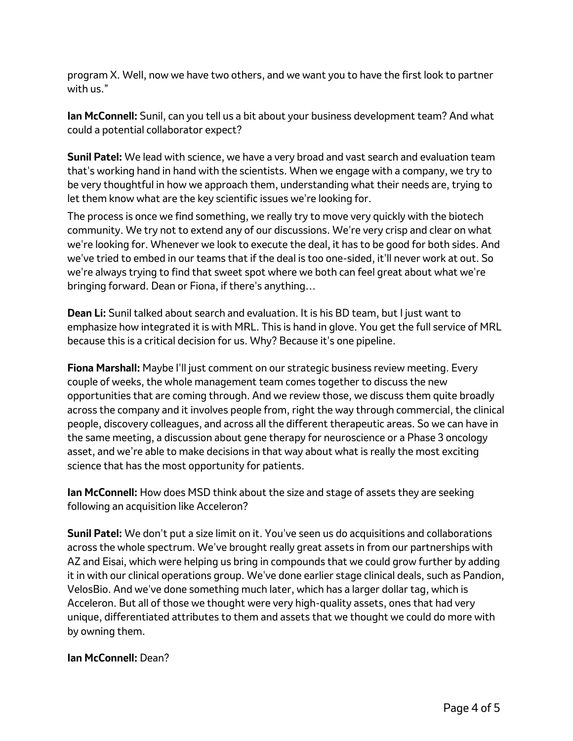program X. Well, now we have two others, and we want you to have the first look to partner with us."

**Ian McConnell:** Sunil, can you tell us a bit about your business development team? And what could a potential collaborator expect?

**Sunil Patel:** We lead with science, we have a very broad and vast search and evaluation team that's working hand in hand with the scientists. When we engage with a company, we try to be very thoughtful in how we approach them, understanding what their needs are, trying to let them know what are the key scientific issues we're looking for.

The process is once we find something, we really try to move very quickly with the biotech community. We try not to extend any of our discussions. We're very crisp and clear on what we're looking for. Whenever we look to execute the deal, it has to be good for both sides. And we've tried to embed in our teams that if the deal is too one-sided, it'll never work at out. So we're always trying to find that sweet spot where we both can feel great about what we're bringing forward. Dean or Fiona, if there's anything…

**Dean Li:** Sunil talked about search and evaluation. It is his BD team, but I just want to emphasize how integrated it is with MRL. This is hand in glove. You get the full service of MRL because this is a critical decision for us. Why? Because it's one pipeline.

**Fiona Marshall:** Maybe I'll just comment on our strategic business review meeting. Every couple of weeks, the whole management team comes together to discuss the new opportunities that are coming through. And we review those, we discuss them quite broadly across the company and it involves people from, right the way through commercial, the clinical people, discovery colleagues, and across all the different therapeutic areas. So we can have in the same meeting, a discussion about gene therapy for neuroscience or a Phase 3 oncology asset, and we're able to make decisions in that way about what is really the most exciting science that has the most opportunity for patients.

**Ian McConnell:** How does MSD think about the size and stage of assets they are seeking following an acquisition like Acceleron?

**Sunil Patel:** We don't put a size limit on it. You've seen us do acquisitions and collaborations across the whole spectrum. We've brought really great assets in from our partnerships with AZ and Eisai, which were helping us bring in compounds that we could grow further by adding it in with our clinical operations group. We've done earlier stage clinical deals, such as Pandion, VelosBio. And we've done something much later, which has a larger dollar tag, which is Acceleron. But all of those we thought were very high-quality assets, ones that had very unique, differentiated attributes to them and assets that we thought we could do more with by owning them.

**Ian McConnell:** Dean?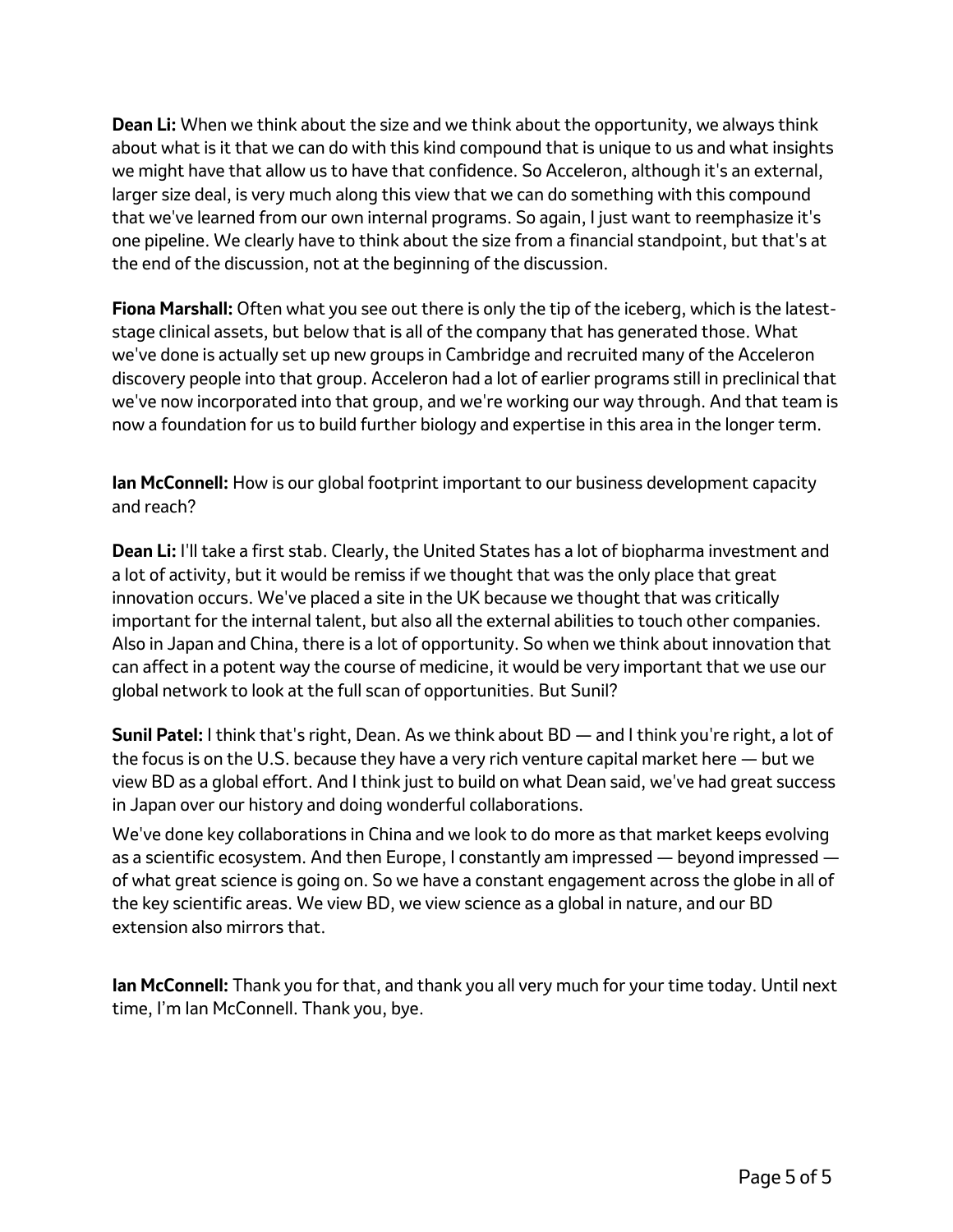**Dean Li:** When we think about the size and we think about the opportunity, we always think about what is it that we can do with this kind compound that is unique to us and what insights we might have that allow us to have that confidence. So Acceleron, although it's an external, larger size deal, is very much along this view that we can do something with this compound that we've learned from our own internal programs. So again, I just want to reemphasize it's one pipeline. We clearly have to think about the size from a financial standpoint, but that's at the end of the discussion, not at the beginning of the discussion.

**Fiona Marshall:** Often what you see out there is only the tip of the iceberg, which is the latest-stage clinical assets, but below that is all of the company that has generated those. What we've done is actually set up new groups in Cambridge and recruited many of the Acceleron discovery people into that group. Acceleron had a lot of earlier programs still in preclinical that we've now incorporated into that group, and we're working our way through. And that team is now a foundation for us to build further biology and expertise in this area in the longer term.

**Ian McConnell:** How is our global footprint important to our business development capacity and reach?

**Dean Li:** I'll take a first stab. Clearly, the United States has a lot of biopharma investment and a lot of activity, but it would be remiss if we thought that was the only place that great innovation occurs. We've placed a site in the UK because we thought that was critically important for the internal talent, but also all the external abilities to touch other companies. Also in Japan and China, there is a lot of opportunity. So when we think about innovation that can affect in a potent way the course of medicine, it would be very important that we use our global network to look at the full scan of opportunities. But Sunil?

**Sunil Patel:** I think that's right, Dean. As we think about BD — and I think you're right, a lot of the focus is on the U.S. because they have a very rich venture capital market here — but we view BD as a global effort. And I think just to build on what Dean said, we've had great success in Japan over our history and doing wonderful collaborations.

We've done key collaborations in China and we look to do more as that market keeps evolving as a scientific ecosystem. And then Europe, I constantly am impressed — beyond impressed — of what great science is going on. So we have a constant engagement across the globe in all of the key scientific areas. We view BD, we view science as a global in nature, and our BD extension also mirrors that.

**Ian McConnell:** Thank you for that, and thank you all very much for your time today. Until next time, I'm Ian McConnell. Thank you, bye.